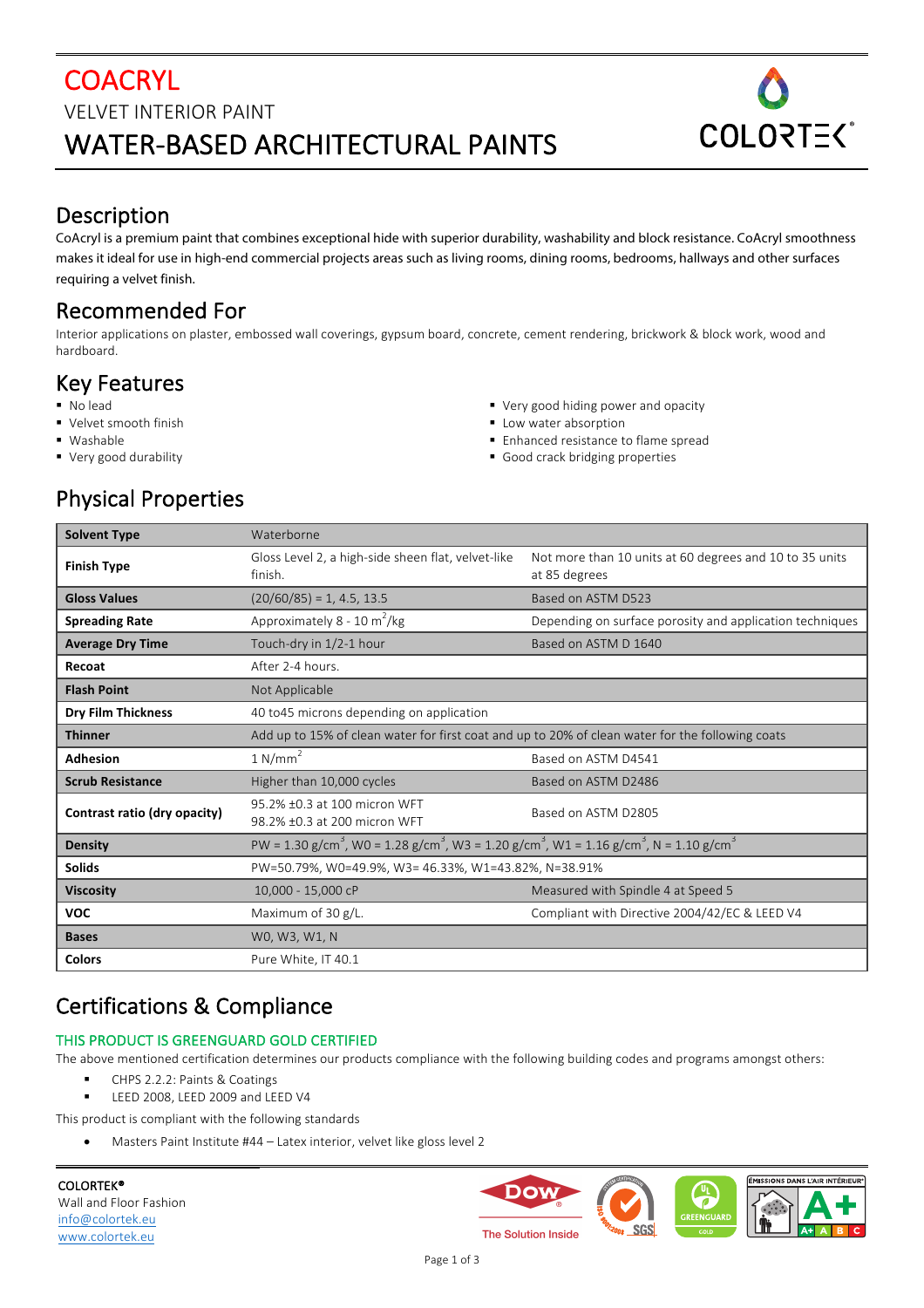# COACRYL

VELVET INTERIOR PAINT

# WATER-BASED ARCHITECTURAL PAINTS

## Description

CoAcryl is a premium paint that combines exceptional hide with superior durability, washability and block resistance. CoAcryl smoothness makes it ideal for use in high-end commercial projects areas such as living rooms, dining rooms, bedrooms, hallways and other surfaces requiring a velvet finish.

## Recommended For

Interior applications on plaster, embossed wall coverings, gypsum board, concrete, cement rendering, brickwork & block work, wood and hardboard.

## Key Features

- No lead
- Velvet smooth finish
- Washable
- Very good durability
- Very good hiding power and opacity
- Low water absorption
- Enhanced resistance to flame spread
- Good crack bridging properties

## Physical Properties

| Property | Value | Notes |
|---|---|---|
| **Solvent Type** | Waterborne | |
| **Finish Type** | Gloss Level 2, a high-side sheen flat, velvet-like finish. | Not more than 10 units at 60 degrees and 10 to 35 units at 85 degrees |
| **Gloss Values** | (20/60/85) = 1, 4.5, 13.5 | Based on ASTM D523 |
| **Spreading Rate** | Approximately 8 - 10 $m^2$/kg | Depending on surface porosity and application techniques |
| **Average Dry Time** | Touch-dry in 1/2-1 hour | Based on ASTM D 1640 |
| **Recoat** | After 2-4 hours. | |
| **Flash Point** | Not Applicable | |
| **Dry Film Thickness** | 40 to45 microns depending on application | |
| **Thinner** | Add up to 15% of clean water for first coat and up to 20% of clean water for the following coats | |
| **Adhesion** | 1 N/$mm^2$ | Based on ASTM D4541 |
| **Scrub Resistance** | Higher than 10,000 cycles | Based on ASTM D2486 |
| **Contrast ratio (dry opacity)** | 95.2% ±0.3 at 100 micron WFT<br>98.2% ±0.3 at 200 micron WFT | Based on ASTM D2805 |
| **Density** | PW = 1.30 g/$cm^3$, W0 = 1.28 g/$cm^3$, W3 = 1.20 g/$cm^3$, W1 = 1.16 g/$cm^3$, N = 1.10 g/$cm^3$ | |
| **Solids** | PW=50.79%, W0=49.9%, W3= 46.33%, W1=43.82%, N=38.91% | |
| **Viscosity** | 10,000 - 15,000 cP | Measured with Spindle 4 at Speed 5 |
| **VOC** | Maximum of 30 g/L. | Compliant with Directive 2004/42/EC & LEED V4 |
| **Bases** | W0, W3, W1, N | |
| **Colors** | Pure White, IT 40.1 | |

## Certifications & Compliance

### THIS PRODUCT IS GREENGUARD GOLD CERTIFIED

The above mentioned certification determines our products compliance with the following building codes and programs amongst others:

- CHPS 2.2.2: Paints & Coatings
- LEED 2008, LEED 2009 and LEED V4

This product is compliant with the following standards

- Masters Paint Institute #44 – Latex interior, velvet like gloss level 2

**COLORTEK®**
Wall and Floor Fashion
info@colortek.eu
www.colortek.eu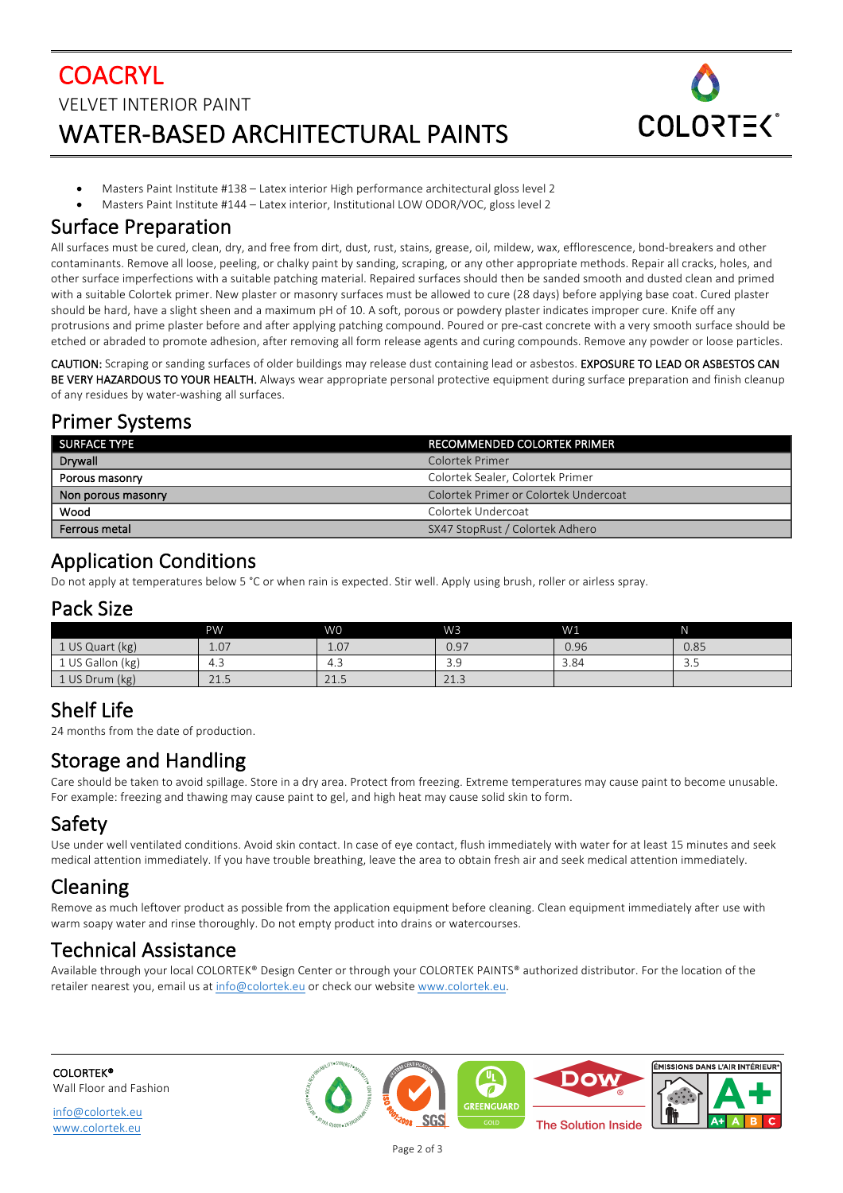# COACRYL

VELVET INTERIOR PAINT

## WATER-BASED ARCHITECTURAL PAINTS

- Masters Paint Institute #138 – Latex interior High performance architectural gloss level 2
- Masters Paint Institute #144 – Latex interior, Institutional LOW ODOR/VOC, gloss level 2

## Surface Preparation

All surfaces must be cured, clean, dry, and free from dirt, dust, rust, stains, grease, oil, mildew, wax, efflorescence, bond-breakers and other contaminants. Remove all loose, peeling, or chalky paint by sanding, scraping, or any other appropriate methods. Repair all cracks, holes, and other surface imperfections with a suitable patching material. Repaired surfaces should then be sanded smooth and dusted clean and primed with a suitable Colortek primer. New plaster or masonry surfaces must be allowed to cure (28 days) before applying base coat. Cured plaster should be hard, have a slight sheen and a maximum pH of 10. A soft, porous or powdery plaster indicates improper cure. Knife off any protrusions and prime plaster before and after applying patching compound. Poured or pre-cast concrete with a very smooth surface should be etched or abraded to promote adhesion, after removing all form release agents and curing compounds. Remove any powder or loose particles.

**CAUTION:** Scraping or sanding surfaces of older buildings may release dust containing lead or asbestos. **EXPOSURE TO LEAD OR ASBESTOS CAN BE VERY HAZARDOUS TO YOUR HEALTH.** Always wear appropriate personal protective equipment during surface preparation and finish cleanup of any residues by water-washing all surfaces.

## Primer Systems

| SURFACE TYPE | RECOMMENDED COLORTEK PRIMER |
| --- | --- |
| Drywall | Colortek Primer |
| Porous masonry | Colortek Sealer, Colortek Primer |
| Non porous masonry | Colortek Primer or Colortek Undercoat |
| Wood | Colortek Undercoat |
| Ferrous metal | SX47 StopRust / Colortek Adhero |

## Application Conditions

Do not apply at temperatures below 5 °C or when rain is expected. Stir well. Apply using brush, roller or airless spray.

## Pack Size

| | PW | W0 | W3 | W1 | N |
| --- | --- | --- | --- | --- | --- |
| 1 US Quart (kg) | 1.07 | 1.07 | 0.97 | 0.96 | 0.85 |
| 1 US Gallon (kg) | 4.3 | 4.3 | 3.9 | 3.84 | 3.5 |
| 1 US Drum (kg) | 21.5 | 21.5 | 21.3 | | |

## Shelf Life

24 months from the date of production.

## Storage and Handling

Care should be taken to avoid spillage. Store in a dry area. Protect from freezing. Extreme temperatures may cause paint to become unusable. For example: freezing and thawing may cause paint to gel, and high heat may cause solid skin to form.

## Safety

Use under well ventilated conditions. Avoid skin contact. In case of eye contact, flush immediately with water for at least 15 minutes and seek medical attention immediately. If you have trouble breathing, leave the area to obtain fresh air and seek medical attention immediately.

## Cleaning

Remove as much leftover product as possible from the application equipment before cleaning. Clean equipment immediately after use with warm soapy water and rinse thoroughly. Do not empty product into drains or watercourses.

## Technical Assistance

Available through your local COLORTEK® Design Center or through your COLORTEK PAINTS® authorized distributor. For the location of the retailer nearest you, email us at info@colortek.eu or check our website www.colortek.eu.

**COLORTEK®**
Wall Floor and Fashion

info@colortek.eu
www.colortek.eu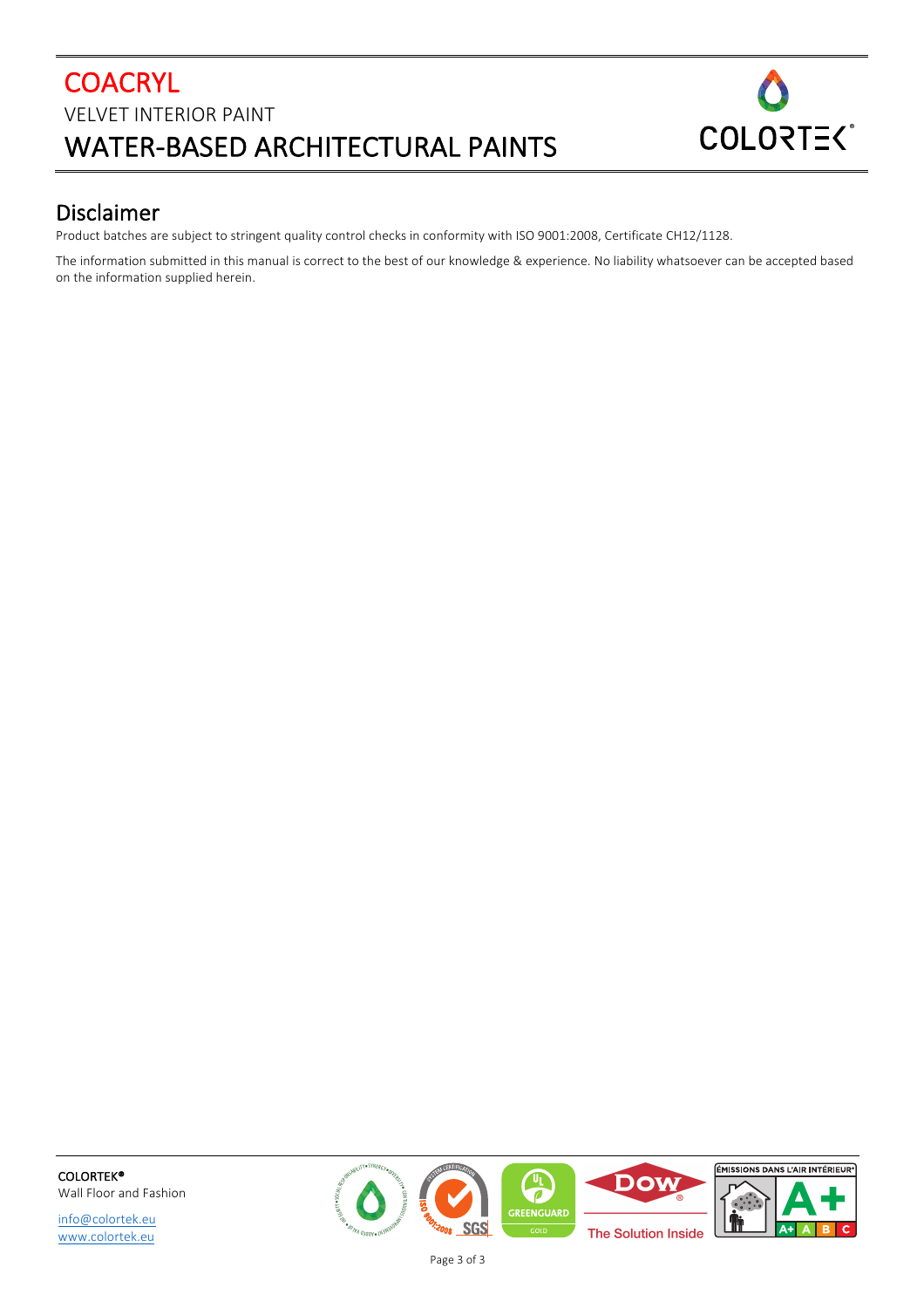## Disclaimer

Product batches are subject to stringent quality control checks in conformity with ISO 9001:2008, Certificate CH12/1128.

The information submitted in this manual is correct to the best of our knowledge & experience. No liability whatsoever can be accepted based on the information supplied herein.